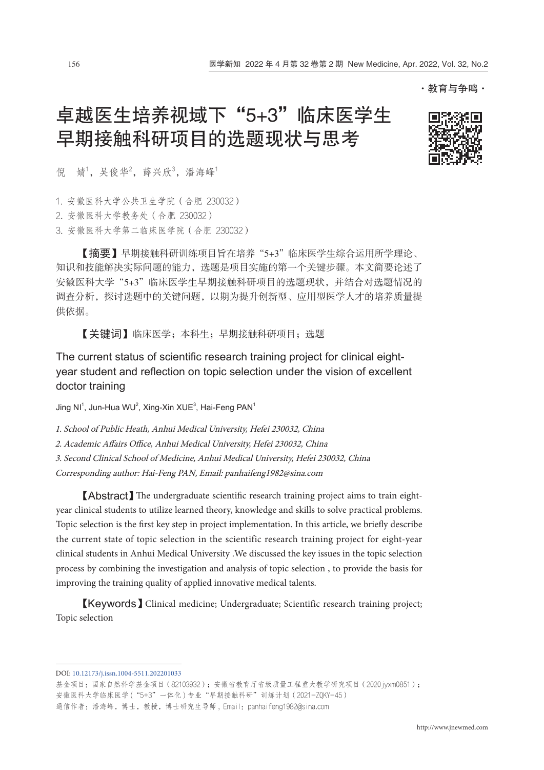·教育与争鸣·

# 卓越医生培养视域下“5+3”临床医学生早期接触科研项目的选题现状与思考

倪 婧[1]，吴俊华[2]，薛兴欣[3]，潘海峰[1]

1. 安徽医科大学公共卫生学院（合肥 230032）
2. 安徽医科大学教务处（合肥 230032）
3. 安徽医科大学第二临床医学院（合肥 230032）

【摘要】早期接触科研训练项目旨在培养“5+3”临床医学生综合运用所学理论、知识和技能解决实际问题的能力，选题是项目实施的第一个关键步骤。本文简要论述了安徽医科大学“5+3”临床医学生早期接触科研项目的选题现状，并结合对选题情况的调查分析，探讨选题中的关键问题，以期为提升创新型、应用型医学人才的培养质量提供依据。

【关键词】临床医学；本科生；早期接触科研项目；选题

## The current status of scientific research training project for clinical eight-year student and reflection on topic selection under the vision of excellent doctor training

Jing NI[1], Jun-Hua WU[2], Xing-Xin XUE[3], Hai-Feng PAN[1]

*1. School of Public Heath, Anhui Medical University, Hefei 230032, China*
*2. Academic Affairs Office, Anhui Medical University, Hefei 230032, China*
*3. Second Clinical School of Medicine, Anhui Medical University, Hefei 230032, China*
*Corresponding author: Hai-Feng PAN, Email: panhaifeng1982@sina.com*

【Abstract】The undergraduate scientific research training project aims to train eight-year clinical students to utilize learned theory, knowledge and skills to solve practical problems. Topic selection is the first key step in project implementation. In this article, we briefly describe the current state of topic selection in the scientific research training project for eight-year clinical students in Anhui Medical University .We discussed the key issues in the topic selection process by combining the investigation and analysis of topic selection , to provide the basis for improving the training quality of applied innovative medical talents.

【Keywords】Clinical medicine; Undergraduate; Scientific research training project; Topic selection

---

DOI: 10.12173/j.issn.1004-5511.202201033

基金项目：国家自然科学基金项目（82103932）；安徽省教育厅省级质量工程重大教学研究项目（2020jyxm0851）；安徽医科大学临床医学（“5+3”一体化）专业“早期接触科研”训练计划（2021-ZQKY-45）

通信作者：潘海峰，博士，教授，博士研究生导师，Email：panhaifeng1982@sina.com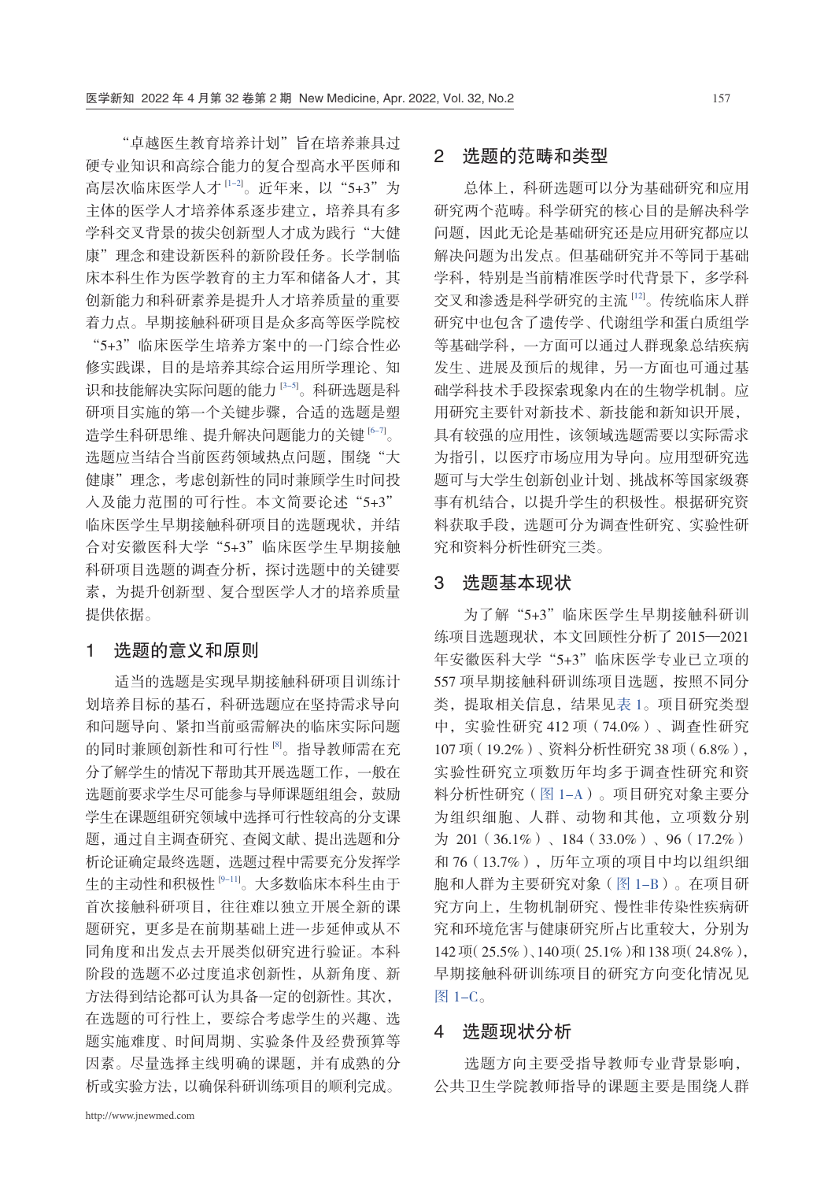"卓越医生教育培养计划"旨在培养兼具过硬专业知识和高综合能力的复合型高水平医师和高层次临床医学人才[1–2]。近年来，以"5+3"为主体的医学人才培养体系逐步建立，培养具有多学科交叉背景的拔尖创新型人才成为践行"大健康"理念和建设新医科的新阶段任务。长学制临床本科生作为医学教育的主力军和储备人才，其创新能力和科研素养是提升人才培养质量的重要着力点。早期接触科研项目是众多高等医学院校"5+3"临床医学生培养方案中的一门综合性必修实践课，目的是培养其综合运用所学理论、知识和技能解决实际问题的能力[3–5]。科研选题是科研项目实施的第一个关键步骤，合适的选题是塑造学生科研思维、提升解决问题能力的关键[6–7]。选题应当结合当前医药领域热点问题，围绕"大健康"理念，考虑创新性的同时兼顾学生时间投入及能力范围的可行性。本文简要论述"5+3"临床医学生早期接触科研项目的选题现状，并结合对安徽医科大学"5+3"临床医学生早期接触科研项目选题的调查分析，探讨选题中的关键要素，为提升创新型、复合型医学人才的培养质量提供依据。

## 1 选题的意义和原则

适当的选题是实现早期接触科研项目训练计划培养目标的基石，科研选题应在坚持需求导向和问题导向、紧扣当前亟需解决的临床实际问题的同时兼顾创新性和可行性[8]。指导教师需在充分了解学生的情况下帮助其开展选题工作，一般在选题前要求学生尽可能参与导师课题组组会，鼓励学生在课题组研究领域中选择可行性较高的分支课题，通过自主调查研究、查阅文献、提出选题和分析论证确定最终选题，选题过程中需要充分发挥学生的主动性和积极性[9–11]。大多数临床本科生由于首次接触科研项目，往往难以独立开展全新的课题研究，更多是在前期基础上进一步延伸或从不同角度和出发点去开展类似研究进行验证。本科阶段的选题不必过度追求创新性，从新角度、新方法得到结论都可认为具备一定的创新性。其次，在选题的可行性上，要综合考虑学生的兴趣、选题实施难度、时间周期、实验条件及经费预算等因素。尽量选择主线明确的课题，并有成熟的分析或实验方法，以确保科研训练项目的顺利完成。

## 2 选题的范畴和类型

总体上，科研选题可以分为基础研究和应用研究两个范畴。科学研究的核心目的是解决科学问题，因此无论是基础研究还是应用研究都应以解决问题为出发点。但基础研究并不等同于基础学科，特别是当前精准医学时代背景下，多学科交叉和渗透是科学研究的主流[12]。传统临床人群研究中也包含了遗传学、代谢组学和蛋白质组学等基础学科，一方面可以通过人群现象总结疾病发生、进展及预后的规律，另一方面也可通过基础学科技术手段探索现象内在的生物学机制。应用研究主要针对新技术、新技能和新知识开展，具有较强的应用性，该领域选题需要以实际需求为指引，以医疗市场应用为导向。应用型研究选题可与大学生创新创业计划、挑战杯等国家级赛事有机结合，以提升学生的积极性。根据研究资料获取手段，选题可分为调查性研究、实验性研究和资料分析性研究三类。

## 3 选题基本现状

为了解"5+3"临床医学生早期接触科研训练项目选题现状，本文回顾性分析了2015—2021年安徽医科大学"5+3"临床医学专业已立项的557项早期接触科研训练项目选题，按照不同分类，提取相关信息，结果见表1。项目研究类型中，实验性研究412项（74.0%）、调查性研究107项（19.2%）、资料分析性研究38项（6.8%），实验性研究立项数历年均多于调查性研究和资料分析性研究（图1–A）。项目研究对象主要分为组织细胞、人群、动物和其他，立项数分别为201（36.1%）、184（33.0%）、96（17.2%）和76（13.7%），历年立项的项目中均以组织细胞和人群为主要研究对象（图1–B）。在项目研究方向上，生物机制研究、慢性非传染性疾病研究和环境危害与健康研究所占比重较大，分别为142项（25.5%）、140项（25.1%）和138项（24.8%），早期接触科研训练项目的研究方向变化情况见图1–C。

## 4 选题现状分析

选题方向主要受指导教师专业背景影响，公共卫生学院教师指导的课题主要是围绕人群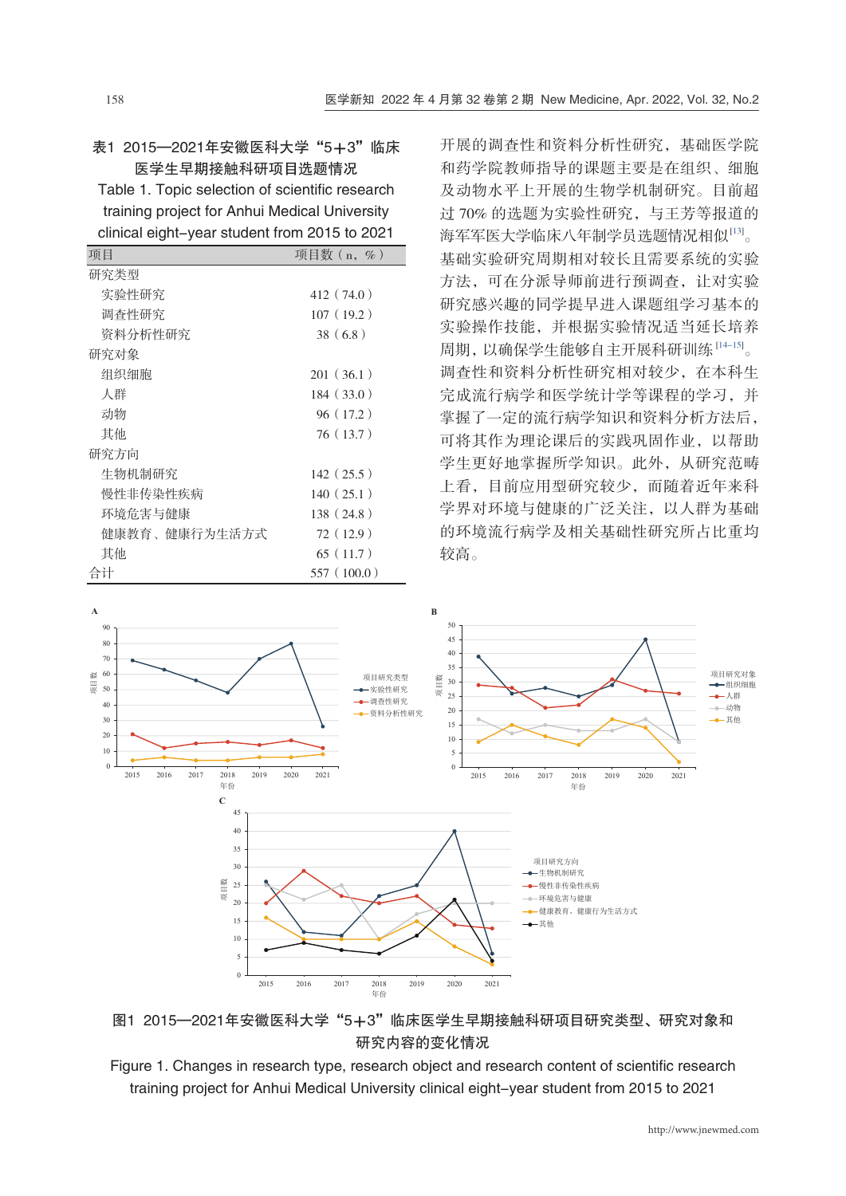表1 2015—2021年安徽医科大学“5+3”临床医学生早期接触科研项目选题情况

Table 1. Topic selection of scientific research training project for Anhui Medical University clinical eight-year student from 2015 to 2021

| 项目 | 项目数（n，%） |
|---|---|
| 研究类型 | |
| 实验性研究 | 412（74.0） |
| 调查性研究 | 107（19.2） |
| 资料分析性研究 | 38（6.8） |
| 研究对象 | |
| 组织细胞 | 201（36.1） |
| 人群 | 184（33.0） |
| 动物 | 96（17.2） |
| 其他 | 76（13.7） |
| 研究方向 | |
| 生物机制研究 | 142（25.5） |
| 慢性非传染性疾病 | 140（25.1） |
| 环境危害与健康 | 138（24.8） |
| 健康教育、健康行为生活方式 | 72（12.9） |
| 其他 | 65（11.7） |
| 合计 | 557（100.0） |

开展的调查性研究和资料分析性研究，基础医学院和药学院教师指导的课题主要是在组织、细胞及动物水平上开展的生物学机制研究。目前超过70%的选题为实验性研究，与王芳等报道的海军军医大学临床八年制学员选题情况相似[13]。基础实验研究周期相对较长且需要系统的实验方法，可在分派导师前进行预调查，让对实验研究感兴趣的同学提早进入课题组学习基本的实验操作技能，并根据实验情况适当延长培养周期，以确保学生能够自主开展科研训练[14-15]。调查性和资料分析性研究相对较少，在本科生完成流行病学和医学统计学等课程的学习，并掌握了一定的流行病学知识和资料分析方法后，可将其作为理论课后的实践巩固作业，以帮助学生更好地掌握所学知识。此外，从研究范畴上看，目前应用型研究较少，而随着近年来科学界对环境与健康的广泛关注，以人群为基础的环境流行病学及相关基础性研究所占比重均较高。

图1 2015—2021年安徽医科大学“5+3”临床医学生早期接触科研项目研究类型、研究对象和研究内容的变化情况

Figure 1. Changes in research type, research object and research content of scientific research training project for Anhui Medical University clinical eight-year student from 2015 to 2021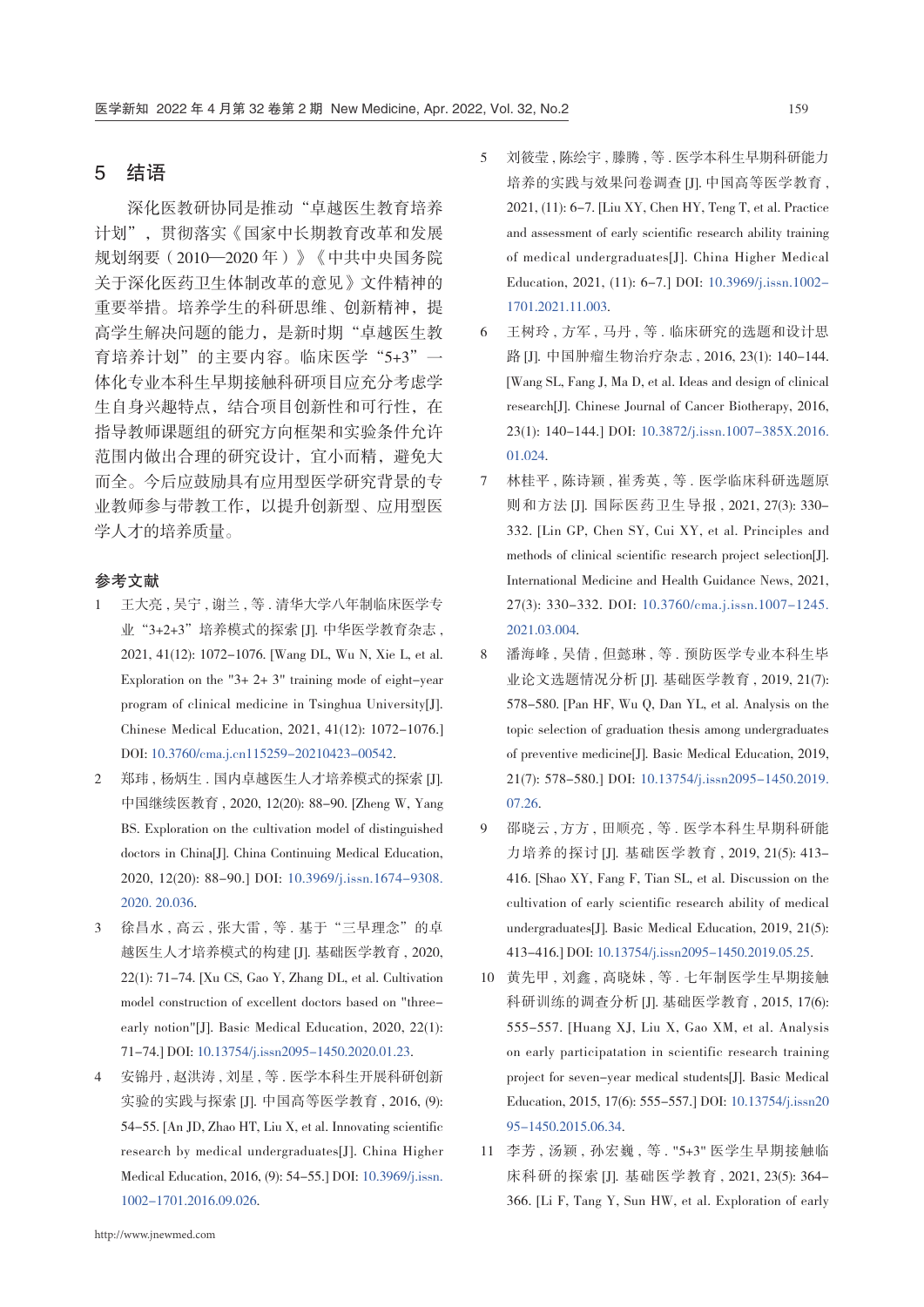## 5 结语

深化医教研协同是推动"卓越医生教育培养计划"，贯彻落实《国家中长期教育改革和发展规划纲要（2010—2020年）》《中共中央国务院关于深化医药卫生体制改革的意见》文件精神的重要举措。培养学生的科研思维、创新精神，提高学生解决问题的能力，是新时期"卓越医生教育培养计划"的主要内容。临床医学"5+3"一体化专业本科生早期接触科研项目应充分考虑学生自身兴趣特点，结合项目创新性和可行性，在指导教师课题组的研究方向框架和实验条件允许范围内做出合理的研究设计，宜小而精，避免大而全。今后应鼓励具有应用型医学研究背景的专业教师参与带教工作，以提升创新型、应用型医学人才的培养质量。

## 参考文献

1. 王大亮, 吴宁, 谢兰, 等. 清华大学八年制临床医学专业"3+2+3"培养模式的探索 [J]. 中华医学教育杂志, 2021, 41(12): 1072–1076. [Wang DL, Wu N, Xie L, et al. Exploration on the "3+ 2+ 3" training mode of eight-year program of clinical medicine in Tsinghua University[J]. Chinese Medical Education, 2021, 41(12): 1072–1076.] DOI: 10.3760/cma.j.cn115259-20210423-00542.
2. 郑玮, 杨炳生. 国内卓越医生人才培养模式的探索 [J]. 中国继续医学教育, 2020, 12(20): 88–90. [Zheng W, Yang BS. Exploration on the cultivation model of distinguished doctors in China[J]. China Continuing Medical Education, 2020, 12(20): 88–90.] DOI: 10.3969/j.issn.1674-9308.2020. 20.036.
3. 徐昌水, 高云, 张大雷, 等. 基于"三早理念"的卓越医生人才培养模式的构建 [J]. 基础医学教育, 2020, 22(1): 71–74. [Xu CS, Gao Y, Zhang DL, et al. Cultivation model construction of excellent doctors based on "three-early notion"[J]. Basic Medical Education, 2020, 22(1): 71–74.] DOI: 10.13754/j.issn2095-1450.2020.01.23.
4. 安锦丹, 赵洪涛, 刘星, 等. 医学本科生开展科研创新实验的实践与探索 [J]. 中国高等医学教育, 2016, (9): 54–55. [An JD, Zhao HT, Liu X, et al. Innovating scientific research by medical undergraduates[J]. China Higher Medical Education, 2016, (9): 54–55.] DOI: 10.3969/j.issn.1002-1701.2016.09.026.
5. 刘筱莹, 陈绘宇, 滕腾, 等. 医学本科生早期科研能力培养的实践与效果问卷调查 [J]. 中国高等医学教育, 2021, (11): 6–7. [Liu XY, Chen HY, Teng T, et al. Practice and assessment of early scientific research ability training of medical undergraduates[J]. China Higher Medical Education, 2021, (11): 6–7.] DOI: 10.3969/j.issn.1002-1701.2021.11.003.
6. 王树玲, 方军, 马丹, 等. 临床研究的选题和设计思路 [J]. 中国肿瘤生物治疗杂志, 2016, 23(1): 140–144. [Wang SL, Fang J, Ma D, et al. Ideas and design of clinical research[J]. Chinese Journal of Cancer Biotherapy, 2016, 23(1): 140–144.] DOI: 10.3872/j.issn.1007-385X.2016.01.024.
7. 林桂平, 陈诗颖, 崔秀英, 等. 医学临床科研选题原则和方法 [J]. 国际医药卫生导报, 2021, 27(3): 330–332. [Lin GP, Chen SY, Cui XY, et al. Principles and methods of clinical scientific research project selection[J]. International Medicine and Health Guidance News, 2021, 27(3): 330–332. DOI: 10.3760/cma.j.issn.1007-1245.2021.03.004.
8. 潘海峰, 吴倩, 但懿琳, 等. 预防医学专业本科生毕业论文选题情况分析 [J]. 基础医学教育, 2019, 21(7): 578–580. [Pan HF, Wu Q, Dan YL, et al. Analysis on the topic selection of graduation thesis among undergraduates of preventive medicine[J]. Basic Medical Education, 2019, 21(7): 578–580.] DOI: 10.13754/j.issn2095-1450.2019.07.26.
9. 邵晓云, 方方, 田顺亮, 等. 医学本科生早期科研能力培养的探讨 [J]. 基础医学教育, 2019, 21(5): 413–416. [Shao XY, Fang F, Tian SL, et al. Discussion on the cultivation of early scientific research ability of medical undergraduates[J]. Basic Medical Education, 2019, 21(5): 413–416.] DOI: 10.13754/j.issn2095-1450.2019.05.25.
10. 黄先甲, 刘鑫, 高晓妹, 等. 七年制医学生早期接触科研训练的调查分析 [J]. 基础医学教育, 2015, 17(6): 555–557. [Huang XJ, Liu X, Gao XM, et al. Analysis on early participatation in scientific research training project for seven-year medical students[J]. Basic Medical Education, 2015, 17(6): 555–557.] DOI: 10.13754/j.issn2095-1450.2015.06.34.
11. 李芳, 汤颖, 孙宏巍, 等. "5+3" 医学生早期接触临床科研的探索 [J]. 基础医学教育, 2021, 23(5): 364–366. [Li F, Tang Y, Sun HW, et al. Exploration of early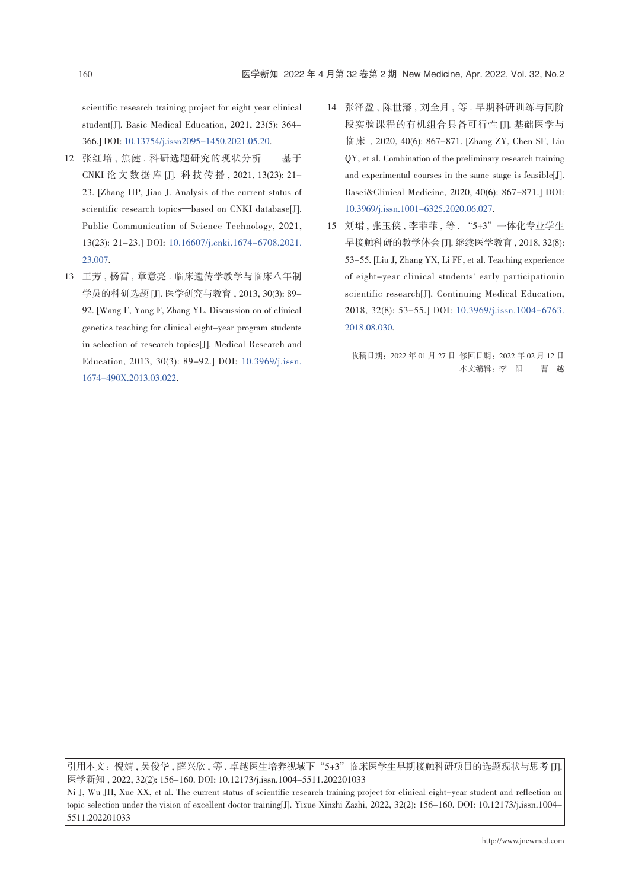scientific research training project for eight year clinical student[J]. Basic Medical Education, 2021, 23(5): 364–366.] DOI: 10.13754/j.issn2095-1450.2021.05.20.

12 张红培, 焦健. 科研选题研究的现状分析——基于CNKI论文数据库[J]. 科技传播, 2021, 13(23): 21–23. [Zhang HP, Jiao J. Analysis of the current status of scientific research topics—based on CNKI database[J]. Public Communication of Science Technology, 2021, 13(23): 21–23.] DOI: 10.16607/j.cnki.1674-6708.2021.23.007.

13 王芳, 杨富, 章意亮. 临床遗传学教学与临床八年制学员的科研选题[J]. 医学研究与教育, 2013, 30(3): 89–92. [Wang F, Yang F, Zhang YL. Discussion on of clinical genetics teaching for clinical eight-year program students in selection of research topics[J]. Medical Research and Education, 2013, 30(3): 89–92.] DOI: 10.3969/j.issn.1674-490X.2013.03.022.

14 张泽盈, 陈世藩, 刘全月, 等. 早期科研训练与同阶段实验课程的有机组合具备可行性[J]. 基础医学与临床, 2020, 40(6): 867–871. [Zhang ZY, Chen SF, Liu QY, et al. Combination of the preliminary research training and experimental courses in the same stage is feasible[J]. Basci&Clinical Medicine, 2020, 40(6): 867–871.] DOI: 10.3969/j.issn.1001-6325.2020.06.027.

15 刘珺, 张玉侠, 李菲菲, 等. "5+3"一体化专业学生早接触科研的教学体会[J]. 继续医学教育, 2018, 32(8): 53–55. [Liu J, Zhang YX, Li FF, et al. Teaching experience of eight-year clinical students' early participationin scientific research[J]. Continuing Medical Education, 2018, 32(8): 53–55.] DOI: 10.3969/j.issn.1004-6763.2018.08.030.

收稿日期：2022 年 01 月 27 日 修回日期：2022 年 02 月 12 日
本文编辑：李 阳 曹 越

引用本文：倪婧, 吴俊华, 薛兴欣, 等. 卓越医生培养视域下"5+3"临床医学生早期接触科研项目的选题现状与思考[J]. 医学新知, 2022, 32(2): 156–160. DOI: 10.12173/j.issn.1004-5511.202201033

Ni J, Wu JH, Xue XX, et al. The current status of scientific research training project for clinical eight-year student and reflection on topic selection under the vision of excellent doctor training[J]. Yixue Xinzhi Zazhi, 2022, 32(2): 156–160. DOI: 10.12173/j.issn.1004-5511.202201033